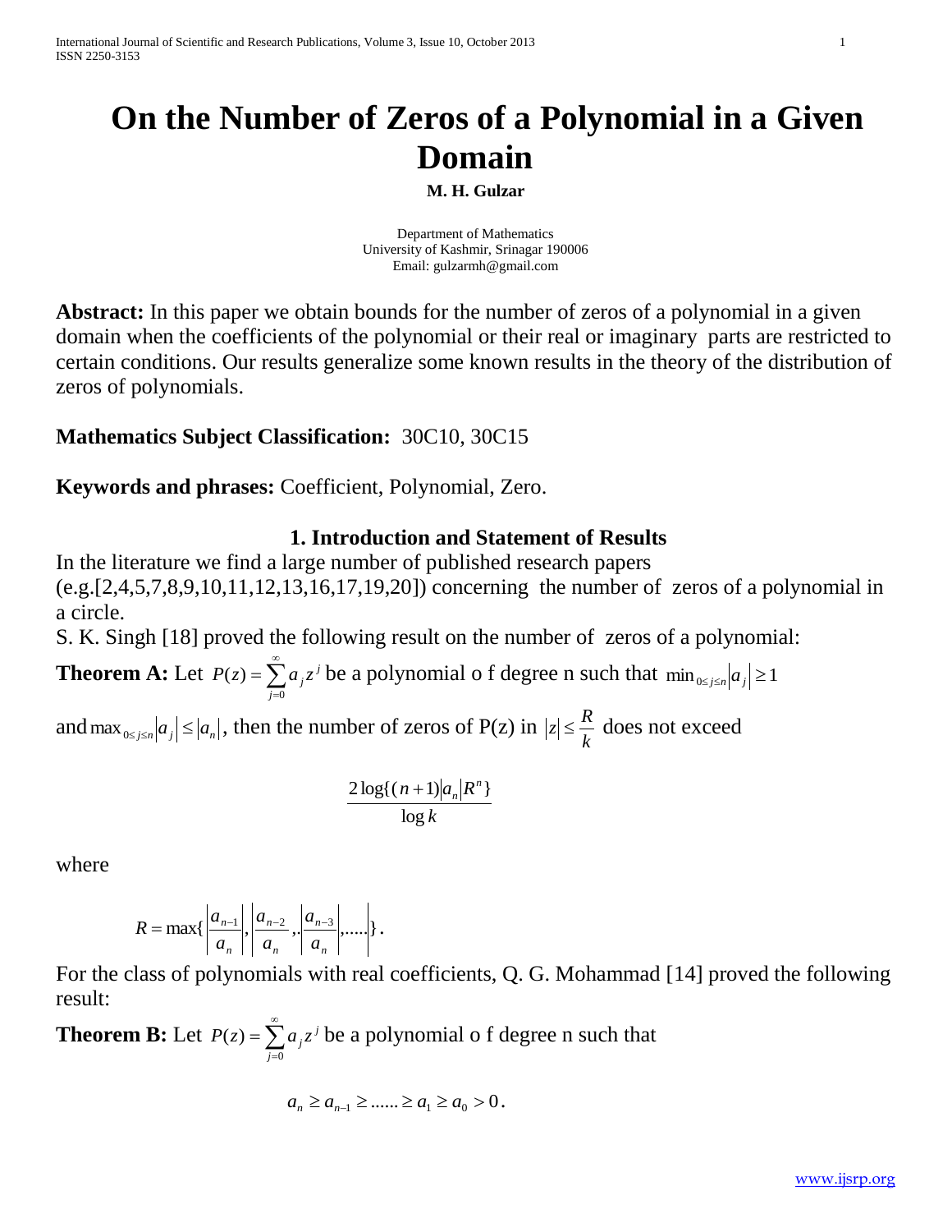# On the Number of Zeros of a Polynomial in a Given Domain

**M. H. Gulzar**

Department of Mathematics
University of Kashmir, Srinagar 190006
Email: gulzarmh@gmail.com

**Abstract:** In this paper we obtain bounds for the number of zeros of a polynomial in a given domain when the coefficients of the polynomial or their real or imaginary parts are restricted to certain conditions. Our results generalize some known results in the theory of the distribution of zeros of polynomials.

**Mathematics Subject Classification:** 30C10, 30C15

**Keywords and phrases:** Coefficient, Polynomial, Zero.

## 1. Introduction and Statement of Results

In the literature we find a large number of published research papers (e.g.[2,4,5,7,8,9,10,11,12,13,16,17,19,20]) concerning the number of zeros of a polynomial in a circle.

S. K. Singh [18] proved the following result on the number of zeros of a polynomial:

**Theorem A:** Let $P(z) = \sum_{j=0}^{\infty} a_j z^j$ be a polynomial o f degree n such that $\min_{0 \le j \le n} |a_j| \ge 1$ and $\max_{0 \le j \le n} |a_j| \le |a_n|$, then the number of zeros of P(z) in $|z| \le \frac{R}{k}$ does not exceed

$$\frac{2\log\{(n+1)|a_n|R^n\}}{\log k}$$

where

$$R = \max\{\left|\frac{a_{n-1}}{a_n}\right|, \left|\frac{a_{n-2}}{a_n}, \cdot \left|\frac{a_{n-3}}{a_n}\right|, \ldots\right|\}.$$

For the class of polynomials with real coefficients, Q. G. Mohammad [14] proved the following result:

**Theorem B:** Let $P(z) = \sum_{j=0}^{\infty} a_j z^j$ be a polynomial o f degree n such that

$$a_n \ge a_{n-1} \ge \ldots\ldots \ge a_1 \ge a_0 > 0.$$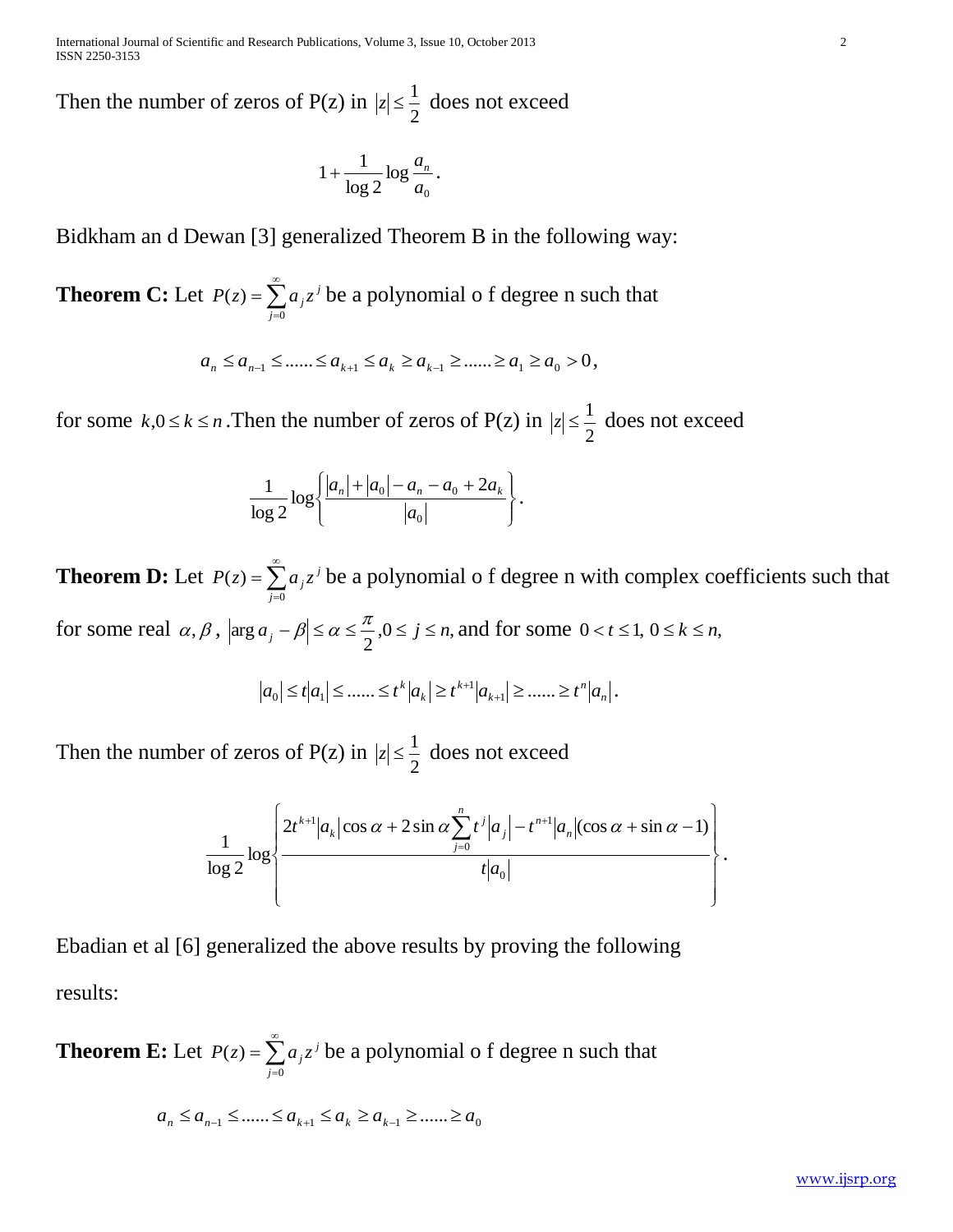Then the number of zeros of P(z) in $|z| \leq \frac{1}{2}$ does not exceed

$$1 + \frac{1}{\log 2} \log \frac{a_n}{a_0}.$$

Bidkham an d Dewan [3] generalized Theorem B in the following way:

**Theorem C:** Let $P(z) = \sum_{j=0}^{\infty} a_j z^j$ be a polynomial o f degree n such that

$$a_n \leq a_{n-1} \leq ...... \leq a_{k+1} \leq a_k \geq a_{k-1} \geq ...... \geq a_1 \geq a_0 > 0,$$

for some $k, 0 \leq k \leq n$. Then the number of zeros of P(z) in $|z| \leq \frac{1}{2}$ does not exceed

$$\frac{1}{\log 2} \log \left\{ \frac{|a_n| + |a_0| - a_n - a_0 + 2a_k}{|a_0|} \right\}.$$

**Theorem D:** Let $P(z) = \sum_{j=0}^{\infty} a_j z^j$ be a polynomial o f degree n with complex coefficients such that for some real $\alpha, \beta$, $|\arg a_j - \beta| \leq \alpha \leq \frac{\pi}{2}, 0 \leq j \leq n,$ and for some $0 < t \leq 1,\ 0 \leq k \leq n,$

$$|a_0| \leq t|a_1| \leq ...... \leq t^k |a_k| \geq t^{k+1} |a_{k+1}| \geq ...... \geq t^n |a_n|.$$

Then the number of zeros of P(z) in $|z| \leq \frac{1}{2}$ does not exceed

$$\frac{1}{\log 2} \log \left\{ \frac{2t^{k+1}|a_k| \cos\alpha + 2\sin\alpha \sum_{j=0}^{n} t^j |a_j| - t^{n+1}|a_n| (\cos\alpha + \sin\alpha - 1)}{t|a_0|} \right\}.$$

Ebadian et al [6] generalized the above results by proving the following results:

**Theorem E:** Let $P(z) = \sum_{j=0}^{\infty} a_j z^j$ be a polynomial o f degree n such that

$$a_n \leq a_{n-1} \leq ...... \leq a_{k+1} \leq a_k \geq a_{k-1} \geq ...... \geq a_0$$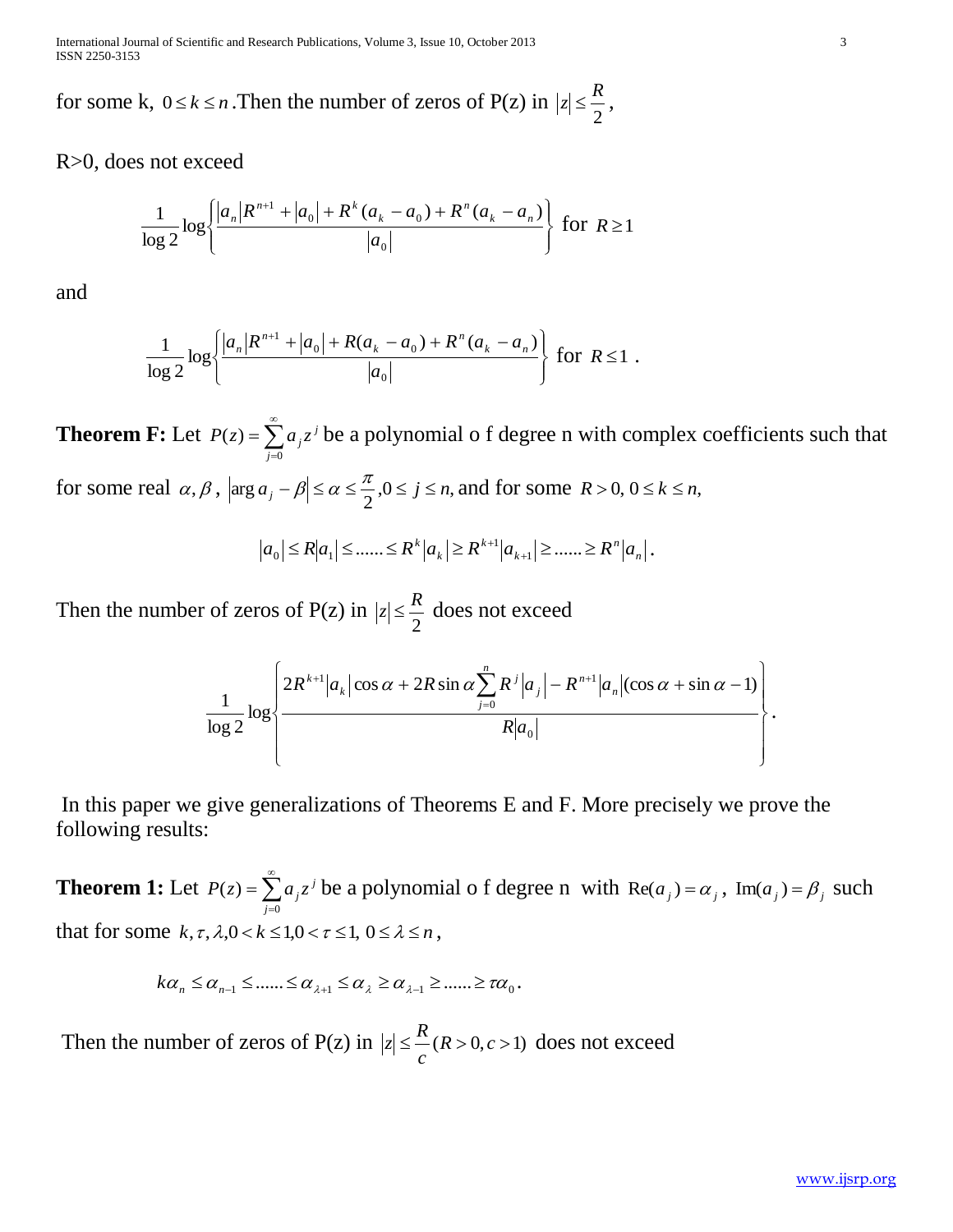for some k, $0 \le k \le n$.Then the number of zeros of P(z) in $|z| \le \frac{R}{2}$,

R>0, does not exceed

$$\frac{1}{\log 2}\log\left\{\frac{|a_n|R^{n+1} + |a_0| + R^k(a_k - a_0) + R^n(a_k - a_n)}{|a_0|}\right\} \text{ for } R \ge 1$$

and

$$\frac{1}{\log 2}\log\left\{\frac{|a_n|R^{n+1} + |a_0| + R(a_k - a_0) + R^n(a_k - a_n)}{|a_0|}\right\} \text{ for } R \le 1 .$$

**Theorem F:** Let $P(z) = \sum_{j=0}^{\infty} a_j z^j$ be a polynomial o f degree n with complex coefficients such that for some real $\alpha, \beta$, $|\arg a_j - \beta| \le \alpha \le \frac{\pi}{2}, 0 \le j \le n,$ and for some $R > 0,\ 0 \le k \le n,$

$$|a_0| \le R|a_1| \le ...... \le R^k|a_k| \ge R^{k+1}|a_{k+1}| \ge ...... \ge R^n|a_n|.$$

Then the number of zeros of P(z) in $|z| \le \frac{R}{2}$ does not exceed

$$\frac{1}{\log 2}\log\left\{\frac{2R^{k+1}|a_k|\cos\alpha + 2R\sin\alpha\sum_{j=0}^{n} R^j|a_j| - R^{n+1}|a_n|(\cos\alpha + \sin\alpha - 1)}{R|a_0|}\right\}.$$

In this paper we give generalizations of Theorems E and F. More precisely we prove the following results:

**Theorem 1:** Let $P(z) = \sum_{j=0}^{\infty} a_j z^j$ be a polynomial o f degree n with $\mathrm{Re}(a_j) = \alpha_j$, $\mathrm{Im}(a_j) = \beta_j$ such that for some $k, \tau, \lambda, 0 < k \le 1, 0 < \tau \le 1,\ 0 \le \lambda \le n$,

$$k\alpha_n \le \alpha_{n-1} \le ...... \le \alpha_{\lambda+1} \le \alpha_\lambda \ge \alpha_{\lambda-1} \ge ...... \ge \tau\alpha_0 .$$

Then the number of zeros of P(z) in $|z| \le \frac{R}{c}(R > 0, c > 1)$ does not exceed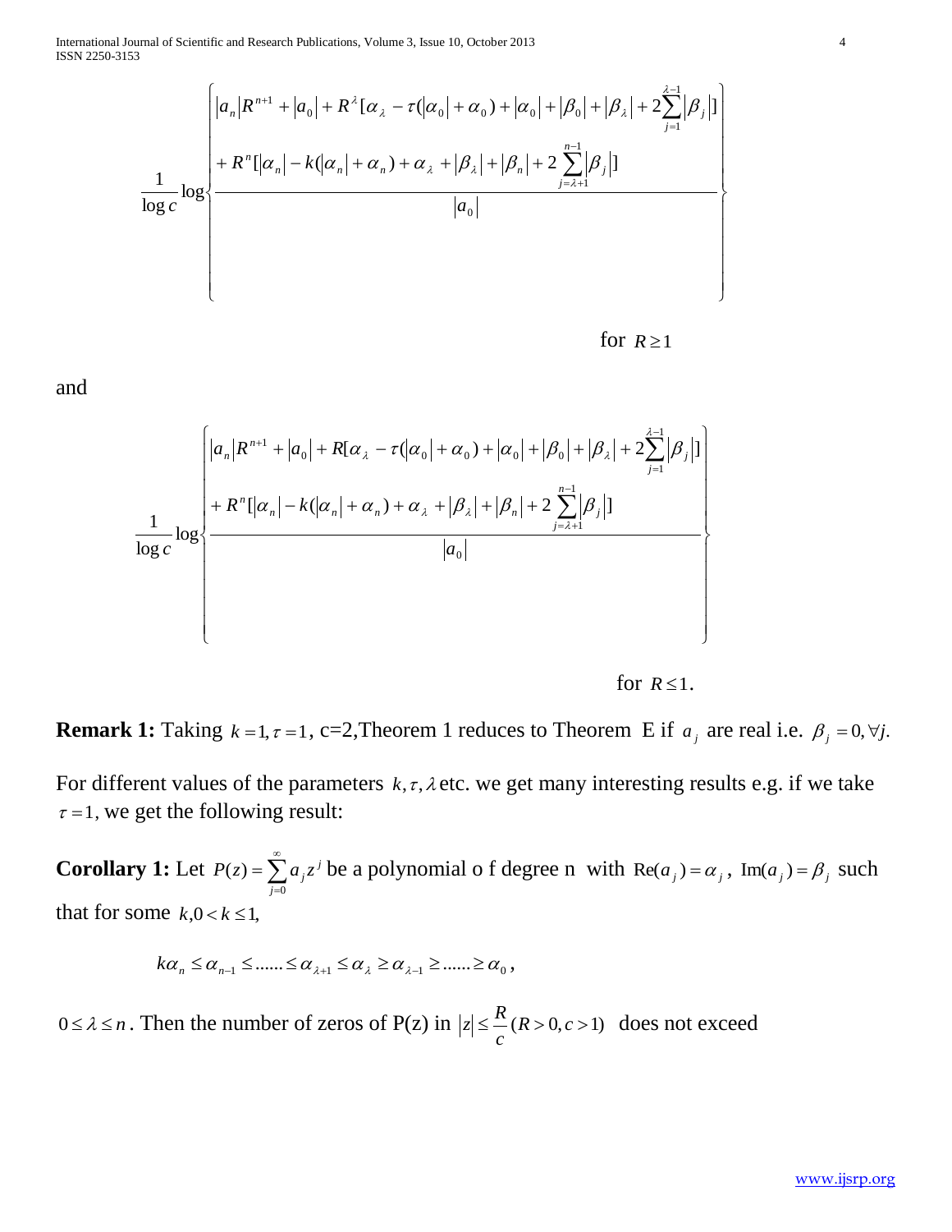$$\frac{1}{\log c}\log\left\{\frac{\begin{array}{l}|a_n|R^{n+1}+|a_0|+R^{\lambda}[\alpha_\lambda-\tau(|\alpha_0|+\alpha_0)+|\alpha_0|+|\beta_0|+|\beta_\lambda|+2\sum_{j=1}^{\lambda-1}|\beta_j|]\\ +R^n[|\alpha_n|-k(|\alpha_n|+\alpha_n)+\alpha_\lambda+|\beta_\lambda|+|\beta_n|+2\sum_{j=\lambda+1}^{n-1}|\beta_j|]\end{array}}{|a_0|}\right\}$$

for $R\geq 1$

and

$$\frac{1}{\log c}\log\left\{\frac{\begin{array}{l}|a_n|R^{n+1}+|a_0|+R[\alpha_\lambda-\tau(|\alpha_0|+\alpha_0)+|\alpha_0|+|\beta_0|+|\beta_\lambda|+2\sum_{j=1}^{\lambda-1}|\beta_j|]\\ +R^n[|\alpha_n|-k(|\alpha_n|+\alpha_n)+\alpha_\lambda+|\beta_\lambda|+|\beta_n|+2\sum_{j=\lambda+1}^{n-1}|\beta_j|]\end{array}}{|a_0|}\right\}$$

for $R\leq 1$.

**Remark 1:** Taking $k=1,\tau=1$, c=2,Theorem 1 reduces to Theorem E if $a_j$ are real i.e. $\beta_j=0,\forall j.$

For different values of the parameters $k,\tau,\lambda$ etc. we get many interesting results e.g. if we take $\tau=1$, we get the following result:

**Corollary 1:** Let $P(z)=\sum_{j=0}^{\infty}a_j z^j$ be a polynomial o f degree n with $\mathrm{Re}(a_j)=\alpha_j$, $\mathrm{Im}(a_j)=\beta_j$ such that for some $k, 0<k\leq 1,$

$$k\alpha_n\leq\alpha_{n-1}\leq......\leq\alpha_{\lambda+1}\leq\alpha_\lambda\geq\alpha_{\lambda-1}\geq......\geq\alpha_0,$$

$0\leq\lambda\leq n$. Then the number of zeros of P(z) in $|z|\leq\frac{R}{c}(R>0,c>1)$ does not exceed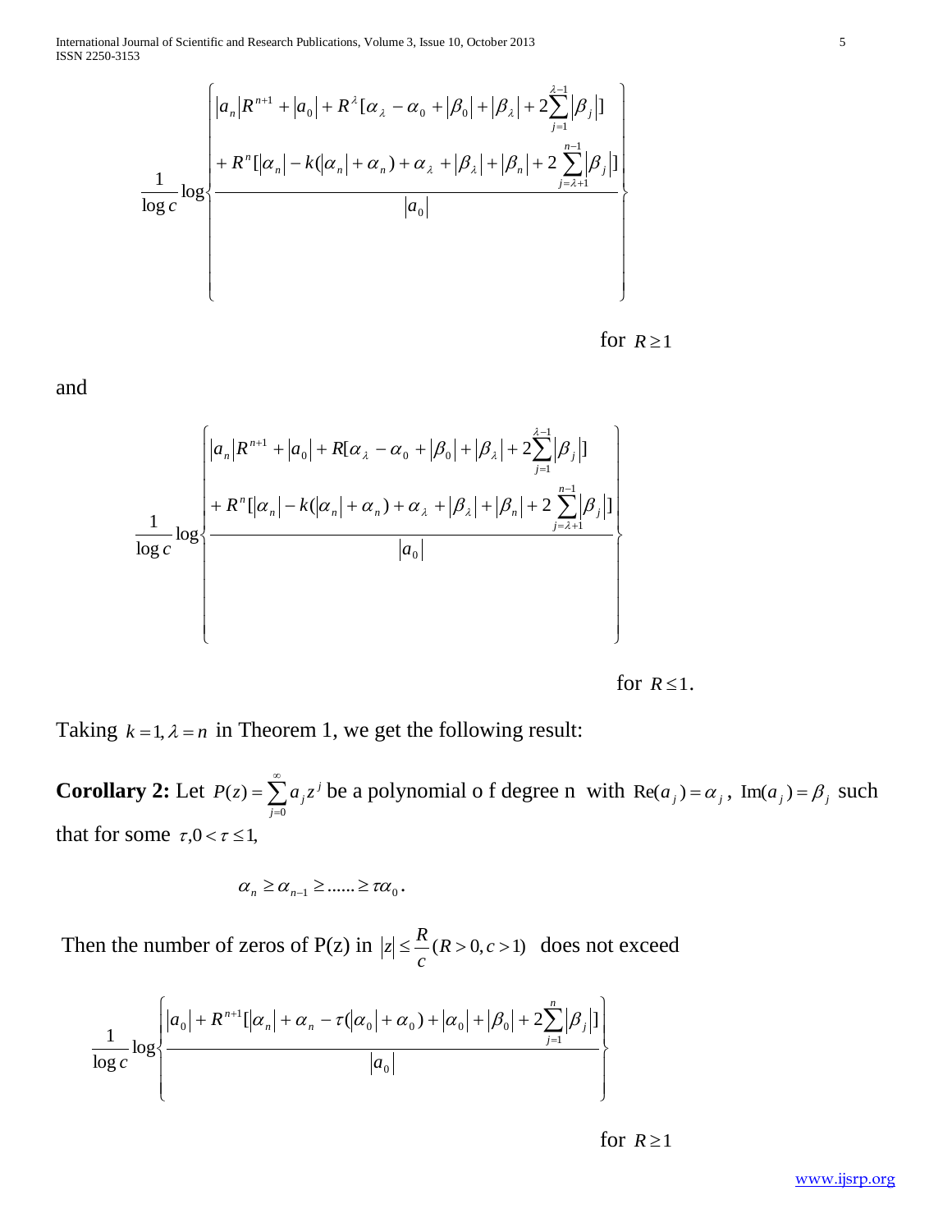$$\frac{1}{\log c}\log\left\{\frac{\begin{array}{l}|a_n|R^{n+1}+|a_0|+R^{\lambda}[\alpha_\lambda-\alpha_0+|\beta_0|+|\beta_\lambda|+2\sum_{j=1}^{\lambda-1}|\beta_j|]\\ +R^n[|\alpha_n|-k(|\alpha_n|+\alpha_n)+\alpha_\lambda+|\beta_\lambda|+|\beta_n|+2\sum_{j=\lambda+1}^{n-1}|\beta_j|]\end{array}}{|a_0|}\right\}$$

for $R \geq 1$

and

$$\frac{1}{\log c}\log\left\{\frac{\begin{array}{l}|a_n|R^{n+1}+|a_0|+R[\alpha_\lambda-\alpha_0+|\beta_0|+|\beta_\lambda|+2\sum_{j=1}^{\lambda-1}|\beta_j|]\\ +R^n[|\alpha_n|-k(|\alpha_n|+\alpha_n)+\alpha_\lambda+|\beta_\lambda|+|\beta_n|+2\sum_{j=\lambda+1}^{n-1}|\beta_j|]\end{array}}{|a_0|}\right\}$$

for $R \leq 1$.

Taking $k=1, \lambda=n$ in Theorem 1, we get the following result:

**Corollary 2:** Let $P(z)=\sum_{j=0}^{\infty} a_j z^j$ be a polynomial o f degree n with $\mathrm{Re}(a_j)=\alpha_j$, $\mathrm{Im}(a_j)=\beta_j$ such that for some $\tau, 0<\tau\leq 1$,

$$\alpha_n \geq \alpha_{n-1} \geq \ldots\ldots \geq \tau\alpha_0 .$$

Then the number of zeros of P(z) in $|z| \leq \frac{R}{c}(R>0, c>1)$ does not exceed

$$\frac{1}{\log c}\log\left\{\frac{|a_0|+R^{n+1}[|\alpha_n|+\alpha_n-\tau(|\alpha_0|+\alpha_0)+|\alpha_0|+|\beta_0|+2\sum_{j=1}^{n}|\beta_j|]}{|a_0|}\right\}$$

for $R \geq 1$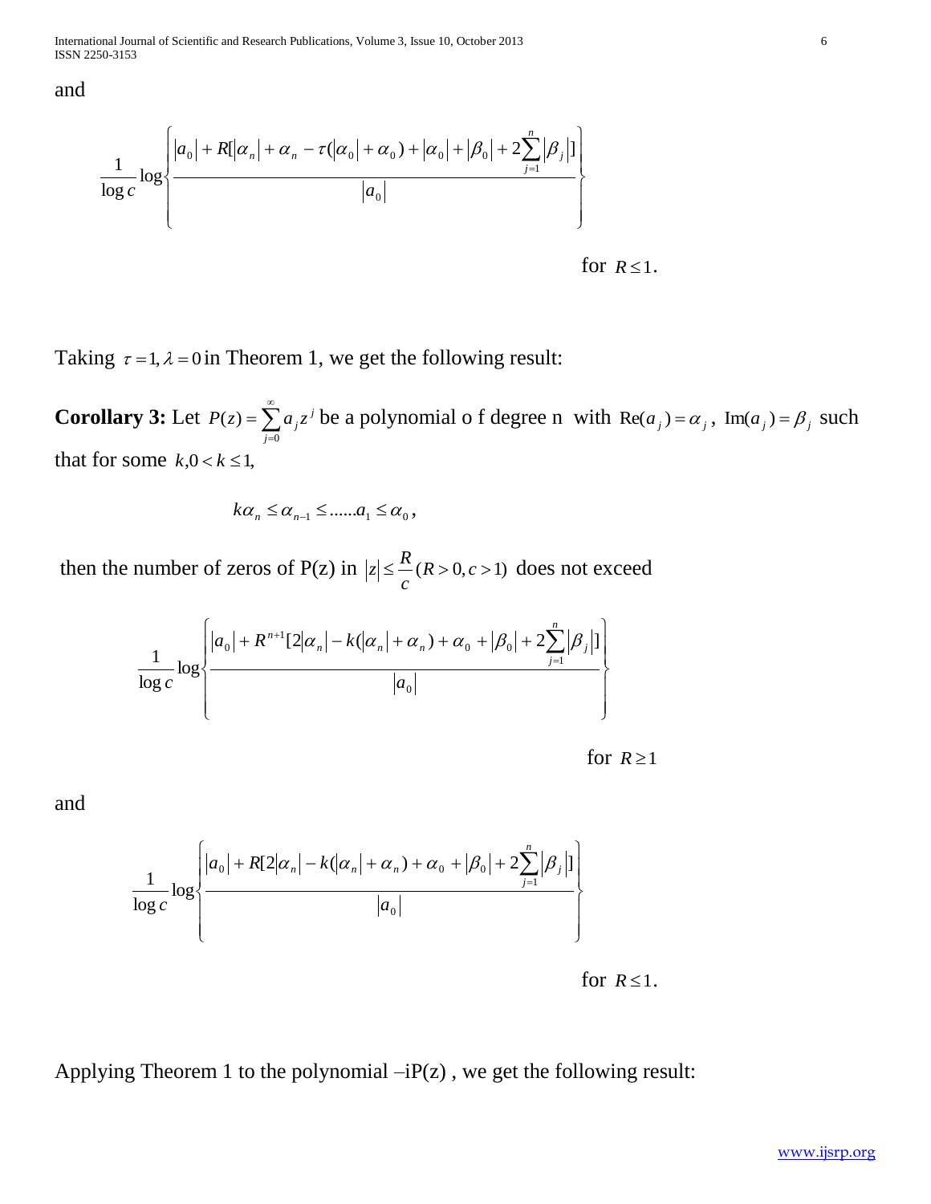and

$$\frac{1}{\log c}\log\left\{\frac{|a_0| + R[|\alpha_n| + \alpha_n - \tau(|\alpha_0| + \alpha_0) + |\alpha_0| + |\beta_0| + 2\sum_{j=1}^{n}|\beta_j|]}{|a_0|}\right\}$$

for $R \le 1$.

Taking $\tau = 1, \lambda = 0$ in Theorem 1, we get the following result:

**Corollary 3:** Let $P(z) = \sum_{j=0}^{\infty} a_j z^j$ be a polynomial o f degree n with $\operatorname{Re}(a_j) = \alpha_j$, $\operatorname{Im}(a_j) = \beta_j$ such that for some $k, 0 < k \le 1$,

$$k\alpha_n \le \alpha_{n-1} \le ......a_1 \le \alpha_0,$$

then the number of zeros of P(z) in $|z| \le \frac{R}{c} (R > 0, c > 1)$ does not exceed

$$\frac{1}{\log c}\log\left\{\frac{|a_0| + R^{n+1}[2|\alpha_n| - k(|\alpha_n| + \alpha_n) + \alpha_0 + |\beta_0| + 2\sum_{j=1}^{n}|\beta_j|]}{|a_0|}\right\}$$

for $R \ge 1$

and

$$\frac{1}{\log c}\log\left\{\frac{|a_0| + R[2|\alpha_n| - k(|\alpha_n| + \alpha_n) + \alpha_0 + |\beta_0| + 2\sum_{j=1}^{n}|\beta_j|]}{|a_0|}\right\}$$

for $R \le 1$.

Applying Theorem 1 to the polynomial $-iP(z)$, we get the following result: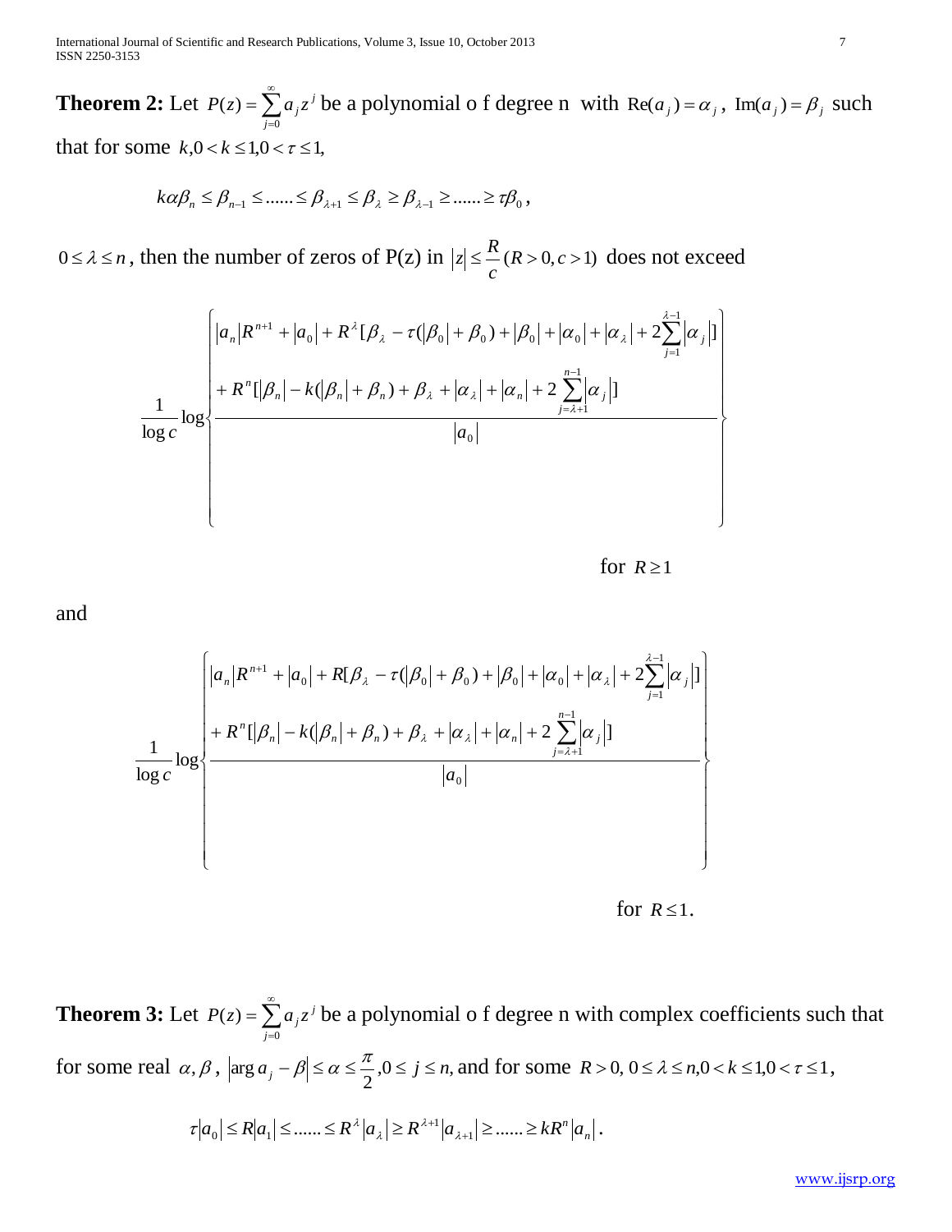**Theorem 2:** Let $P(z) = \sum_{j=0}^{\infty} a_j z^j$ be a polynomial o f degree n with $\mathrm{Re}(a_j) = \alpha_j$, $\mathrm{Im}(a_j) = \beta_j$ such that for some $k, 0 < k \le 1, 0 < \tau \le 1,$

$$k\alpha\beta_n \le \beta_{n-1} \le ...... \le \beta_{\lambda+1} \le \beta_\lambda \ge \beta_{\lambda-1} \ge ...... \ge \tau\beta_0,$$

$0 \le \lambda \le n$, then the number of zeros of P(z) in $|z| \le \frac{R}{c} (R > 0, c > 1)$ does not exceed

$$\frac{1}{\log c} \log \left\{ \frac{ \begin{aligned} &|a_n| R^{n+1} + |a_0| + R^\lambda [\beta_\lambda - \tau(|\beta_0| + \beta_0) + |\beta_0| + |\alpha_0| + |\alpha_\lambda| + 2\sum_{j=1}^{\lambda-1} |\alpha_j|] \\ &+ R^n [|\beta_n| - k(|\beta_n| + \beta_n) + \beta_\lambda + |\alpha_\lambda| + |\alpha_n| + 2\sum_{j=\lambda+1}^{n-1} |\alpha_j|] \end{aligned} }{|a_0|} \right\}$$

for $R \ge 1$

and

$$\frac{1}{\log c} \log \left\{ \frac{ \begin{aligned} &|a_n| R^{n+1} + |a_0| + R [\beta_\lambda - \tau(|\beta_0| + \beta_0) + |\beta_0| + |\alpha_0| + |\alpha_\lambda| + 2\sum_{j=1}^{\lambda-1} |\alpha_j|] \\ &+ R^n [|\beta_n| - k(|\beta_n| + \beta_n) + \beta_\lambda + |\alpha_\lambda| + |\alpha_n| + 2\sum_{j=\lambda+1}^{n-1} |\alpha_j|] \end{aligned} }{|a_0|} \right\}$$

for $R \le 1$.

**Theorem 3:** Let $P(z) = \sum_{j=0}^{\infty} a_j z^j$ be a polynomial o f degree n with complex coefficients such that for some real $\alpha, \beta$, $|\arg a_j - \beta| \le \alpha \le \frac{\pi}{2}, 0 \le j \le n,$ and for some $R > 0,\ 0 \le \lambda \le n, 0 < k \le 1, 0 < \tau \le 1,$

$$\tau|a_0| \le R|a_1| \le ...... \le R^\lambda |a_\lambda| \ge R^{\lambda+1} |a_{\lambda+1}| \ge ...... \ge kR^n |a_n|.$$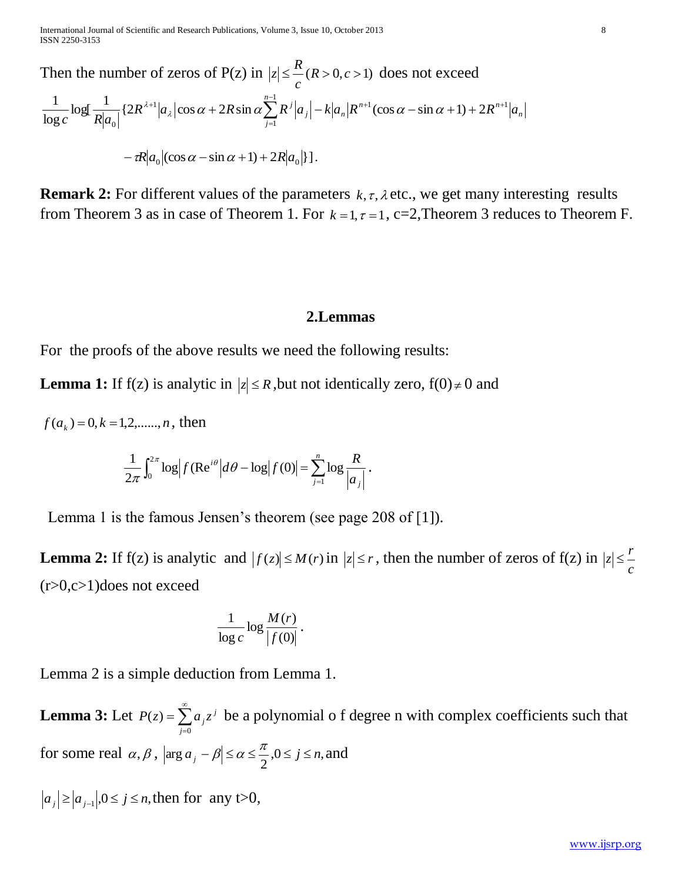Then the number of zeros of P(z) in $|z| \le \frac{R}{c}(R>0, c>1)$ does not exceed

$$\frac{1}{\log c}\log[\frac{1}{R|a_0|}\{2R^{\lambda+1}|a_\lambda|\cos\alpha + 2R\sin\alpha\sum_{j=1}^{n-1}R^j|a_j| - k|a_n|R^{n+1}(\cos\alpha - \sin\alpha + 1) + 2R^{n+1}|a_n|$$

$$-\tau R|a_0|(\cos\alpha - \sin\alpha + 1) + 2R|a_0|\}].$$

**Remark 2:** For different values of the parameters $k, \tau, \lambda$ etc., we get many interesting results from Theorem 3 as in case of Theorem 1. For $k=1, \tau=1$, c=2,Theorem 3 reduces to Theorem F.

## 2.Lemmas

For the proofs of the above results we need the following results:

**Lemma 1:** If f(z) is analytic in $|z| \le R$,but not identically zero, $f(0) \ne 0$ and $f(a_k)=0, k=1,2,......,n$, then

$$\frac{1}{2\pi}\int_0^{2\pi}\log\left|f(\mathrm{Re}^{i\theta}\right|d\theta - \log|f(0)| = \sum_{j=1}^{n}\log\frac{R}{|a_j|}.$$

Lemma 1 is the famous Jensen's theorem (see page 208 of [1]).

**Lemma 2:** If f(z) is analytic and $|f(z)| \le M(r)$ in $|z| \le r$, then the number of zeros of f(z) in $|z| \le \frac{r}{c}$ (r>0,c>1)does not exceed

$$\frac{1}{\log c}\log\frac{M(r)}{|f(0)|}.$$

Lemma 2 is a simple deduction from Lemma 1.

**Lemma 3:** Let $P(z)=\sum_{j=0}^{\infty}a_j z^j$ be a polynomial o f degree n with complex coefficients such that for some real $\alpha, \beta$, $|\arg a_j - \beta| \le \alpha \le \frac{\pi}{2}, 0 \le j \le n,$ and

$|a_j| \ge |a_{j-1}|, 0 \le j \le n,$ then for any t>0,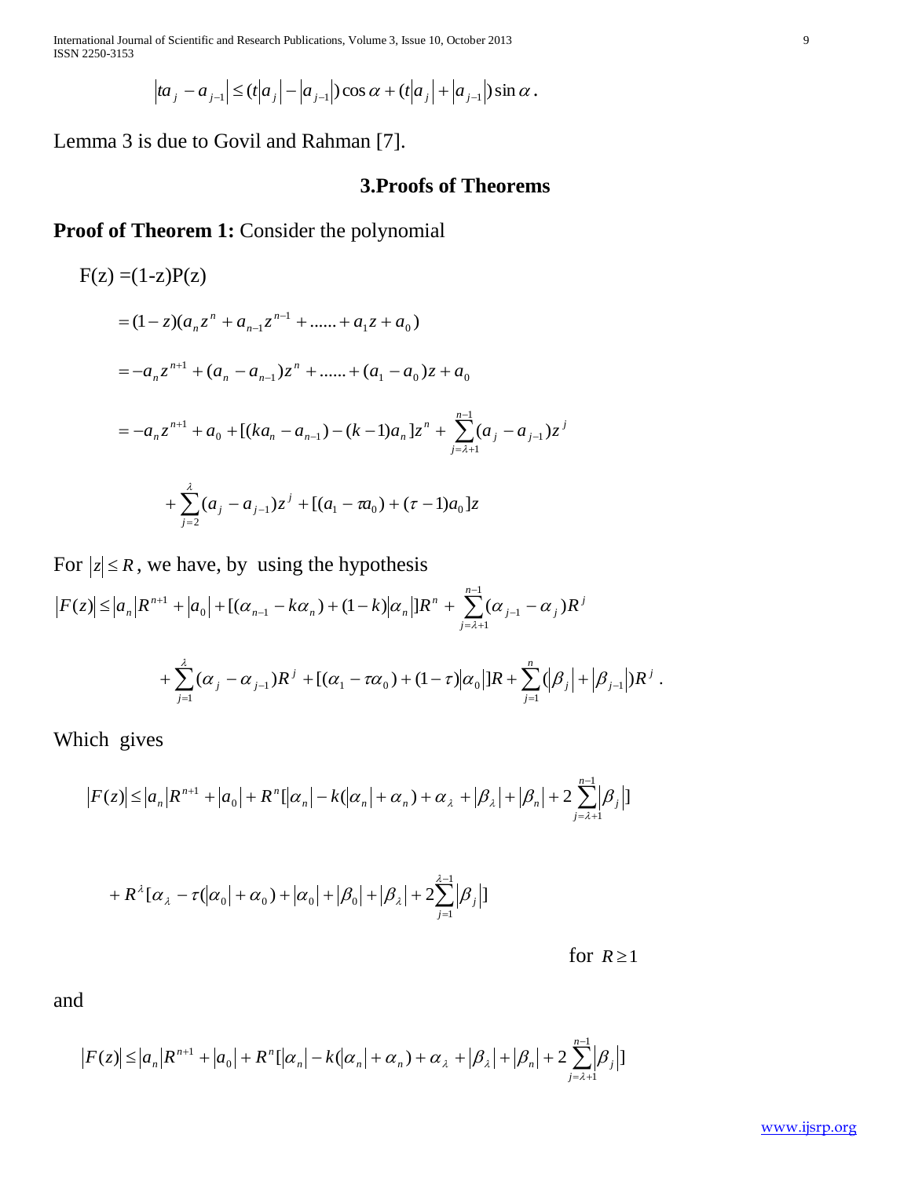$$|ta_j - a_{j-1}| \le (t|a_j| - |a_{j-1}|)\cos\alpha + (t|a_j| + |a_{j-1}|)\sin\alpha .$$

Lemma 3 is due to Govil and Rahman [7].

## 3.Proofs of Theorems

**Proof of Theorem 1:** Consider the polynomial

$$F(z) = (1-z)P(z)$$

$$= (1-z)(a_n z^n + a_{n-1}z^{n-1} + ...... + a_1 z + a_0)$$

$$= -a_n z^{n+1} + (a_n - a_{n-1})z^n + ...... + (a_1 - a_0)z + a_0$$

$$= -a_n z^{n+1} + a_0 + [(ka_n - a_{n-1}) - (k-1)a_n]z^n + \sum_{j=\lambda+1}^{n-1}(a_j - a_{j-1})z^j$$

$$+ \sum_{j=2}^{\lambda}(a_j - a_{j-1})z^j + [(a_1 - \tau a_0) + (\tau - 1)a_0]z$$

For $|z| \le R$, we have, by using the hypothesis

$$|F(z)| \le |a_n|R^{n+1} + |a_0| + [(\alpha_{n-1} - k\alpha_n) + (1-k)|\alpha_n|]R^n + \sum_{j=\lambda+1}^{n-1}(\alpha_{j-1} - \alpha_j)R^j$$

$$+ \sum_{j=1}^{\lambda}(\alpha_j - \alpha_{j-1})R^j + [(\alpha_1 - \tau\alpha_0) + (1-\tau)|\alpha_0|]R + \sum_{j=1}^{n}(|\beta_j| + |\beta_{j-1}|)R^j .$$

Which gives

$$|F(z)| \le |a_n|R^{n+1} + |a_0| + R^n[|\alpha_n| - k(|\alpha_n| + \alpha_n) + \alpha_\lambda + |\beta_\lambda| + |\beta_n| + 2\sum_{j=\lambda+1}^{n-1}|\beta_j|]$$

$$+ R^\lambda[\alpha_\lambda - \tau(|\alpha_0| + \alpha_0) + |\alpha_0| + |\beta_0| + |\beta_\lambda| + 2\sum_{j=1}^{\lambda-1}|\beta_j|]$$

for $R \ge 1$

and

$$|F(z)| \le |a_n|R^{n+1} + |a_0| + R^n[|\alpha_n| - k(|\alpha_n| + \alpha_n) + \alpha_\lambda + |\beta_\lambda| + |\beta_n| + 2\sum_{j=\lambda+1}^{n-1}|\beta_j|]$$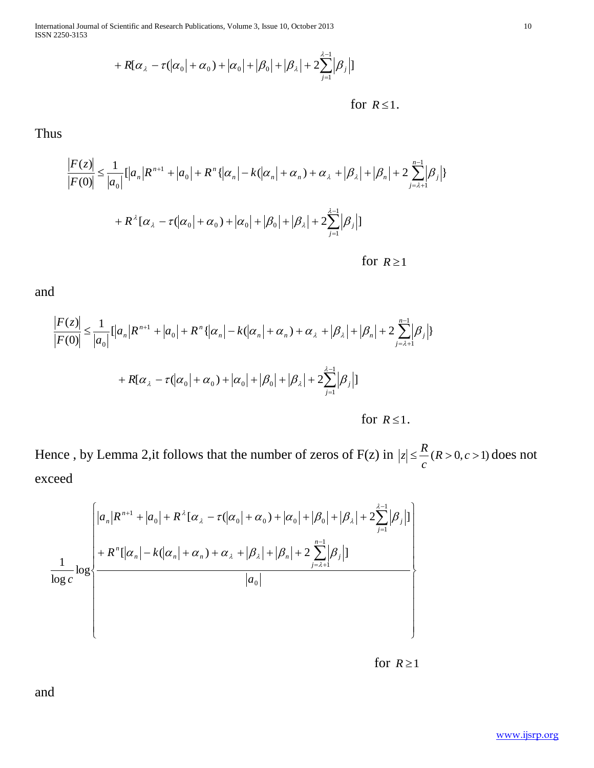$$+ R[\alpha_{\lambda} - \tau(|\alpha_0| + \alpha_0) + |\alpha_0| + |\beta_0| + |\beta_{\lambda}| + 2\sum_{j=1}^{\lambda-1}|\beta_j|]$$

for $R \le 1$.

Thus

$$\frac{|F(z)|}{|F(0)|} \le \frac{1}{|a_0|}[|a_n|R^{n+1} + |a_0| + R^n\{|\alpha_n| - k(|\alpha_n| + \alpha_n) + \alpha_{\lambda} + |\beta_{\lambda}| + |\beta_n| + 2\sum_{j=\lambda+1}^{n-1}|\beta_j|\}$$

$$+ R^{\lambda}[\alpha_{\lambda} - \tau(|\alpha_0| + \alpha_0) + |\alpha_0| + |\beta_0| + |\beta_{\lambda}| + 2\sum_{j=1}^{\lambda-1}|\beta_j|]$$

for $R \ge 1$

and

$$\frac{|F(z)|}{|F(0)|} \le \frac{1}{|a_0|}[|a_n|R^{n+1} + |a_0| + R^n\{|\alpha_n| - k(|\alpha_n| + \alpha_n) + \alpha_{\lambda} + |\beta_{\lambda}| + |\beta_n| + 2\sum_{j=\lambda+1}^{n-1}|\beta_j|\}$$

$$+ R[\alpha_{\lambda} - \tau(|\alpha_0| + \alpha_0) + |\alpha_0| + |\beta_0| + |\beta_{\lambda}| + 2\sum_{j=1}^{\lambda-1}|\beta_j|]$$

for $R \le 1$.

Hence , by Lemma 2,it follows that the number of zeros of F(z) in $|z| \le \frac{R}{c}(R > 0, c > 1)$ does not exceed

$$\frac{1}{\log c}\log\left\{\frac{\begin{aligned}&|a_n|R^{n+1} + |a_0| + R^{\lambda}[\alpha_{\lambda} - \tau(|\alpha_0| + \alpha_0) + |\alpha_0| + |\beta_0| + |\beta_{\lambda}| + 2\sum_{j=1}^{\lambda-1}|\beta_j|]\\ &+ R^n[|\alpha_n| - k(|\alpha_n| + \alpha_n) + \alpha_{\lambda} + |\beta_{\lambda}| + |\beta_n| + 2\sum_{j=\lambda+1}^{n-1}|\beta_j|]\end{aligned}}{|a_0|}\right\}$$

for $R \ge 1$

and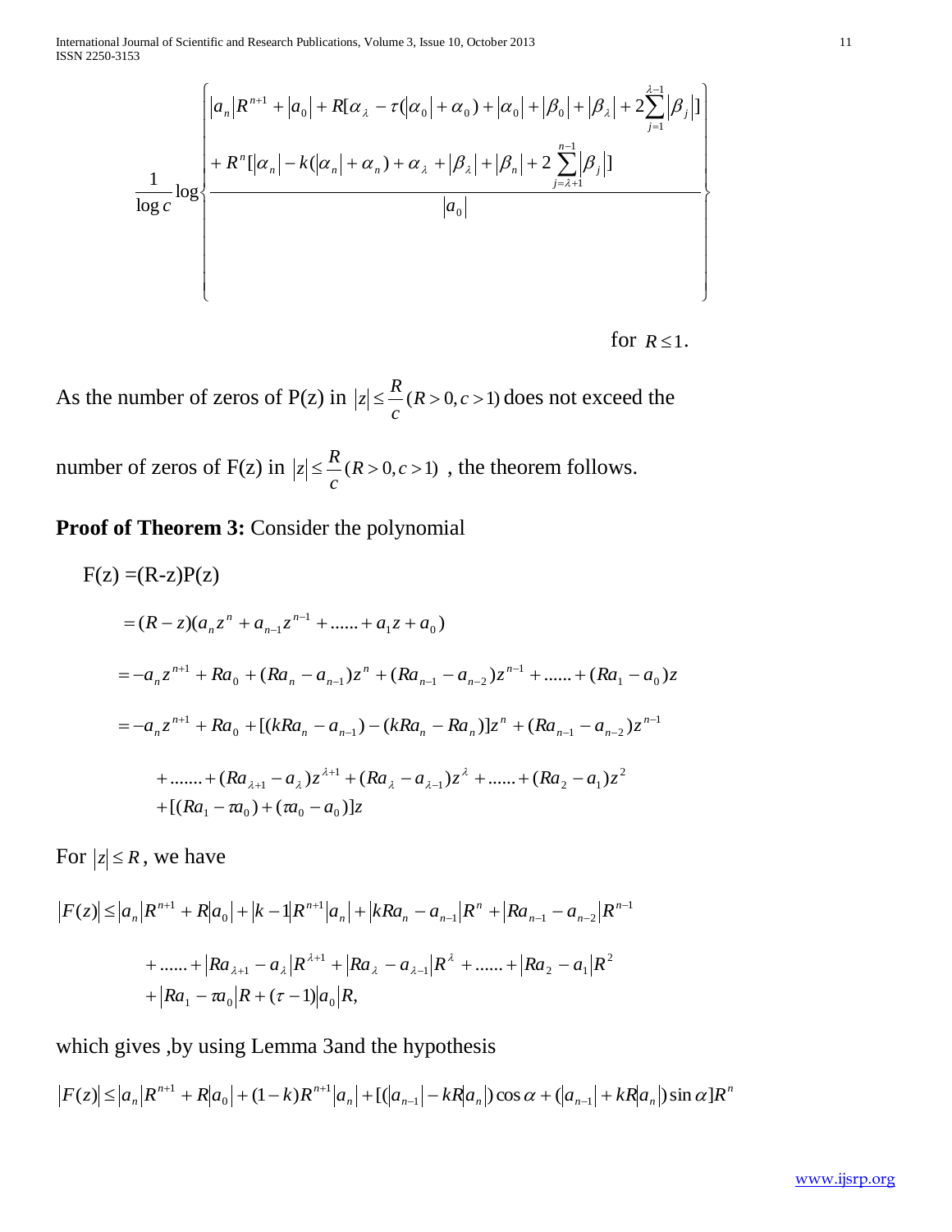$$\frac{1}{\log c}\log\left\{\frac{\begin{array}{l}|a_n|R^{n+1}+|a_0|+R[\alpha_\lambda-\tau(|\alpha_0|+\alpha_0)+|\alpha_0|+|\beta_0|+|\beta_\lambda|+2\sum_{j=1}^{\lambda-1}|\beta_j|]\\ +R^n[|\alpha_n|-k(|\alpha_n|+\alpha_n)+\alpha_\lambda+|\beta_\lambda|+|\beta_n|+2\sum_{j=\lambda+1}^{n-1}|\beta_j|]\end{array}}{|a_0|}\right\}$$

for $R \leq 1$.

As the number of zeros of P(z) in $|z| \leq \frac{R}{c}(R>0, c>1)$ does not exceed the number of zeros of F(z) in $|z| \leq \frac{R}{c}(R>0, c>1)$ , the theorem follows.

**Proof of Theorem 3:** Consider the polynomial

$$
\begin{aligned}
F(z) &= (R-z)P(z) \\
&= (R-z)(a_n z^n + a_{n-1}z^{n-1} + ...... + a_1 z + a_0) \\
&= -a_n z^{n+1} + Ra_0 + (Ra_n - a_{n-1})z^n + (Ra_{n-1} - a_{n-2})z^{n-1} + ...... + (Ra_1 - a_0)z \\
&= -a_n z^{n+1} + Ra_0 + [(kRa_n - a_{n-1}) - (kRa_n - Ra_n)]z^n + (Ra_{n-1} - a_{n-2})z^{n-1} \\
&\quad + ....... + (Ra_{\lambda+1} - a_\lambda)z^{\lambda+1} + (Ra_\lambda - a_{\lambda-1})z^\lambda + ...... + (Ra_2 - a_1)z^2 \\
&\quad + [(Ra_1 - \tau a_0) + (\tau a_0 - a_0)]z
\end{aligned}
$$

For $|z| \leq R$, we have

$$
\begin{aligned}
|F(z)| &\leq |a_n|R^{n+1} + R|a_0| + |k-1|R^{n+1}|a_n| + |kRa_n - a_{n-1}|R^n + |Ra_{n-1} - a_{n-2}|R^{n-1} \\
&\quad + ...... + |Ra_{\lambda+1} - a_\lambda|R^{\lambda+1} + |Ra_\lambda - a_{\lambda-1}|R^\lambda + ...... + |Ra_2 - a_1|R^2 \\
&\quad + |Ra_1 - \tau a_0|R + (\tau - 1)|a_0|R,
\end{aligned}
$$

which gives ,by using Lemma 3and the hypothesis

$$|F(z)| \leq |a_n|R^{n+1} + R|a_0| + (1-k)R^{n+1}|a_n| + [(|a_{n-1}| - kR|a_n|)\cos\alpha + (|a_{n-1}| + kR|a_n|)\sin\alpha]R^n$$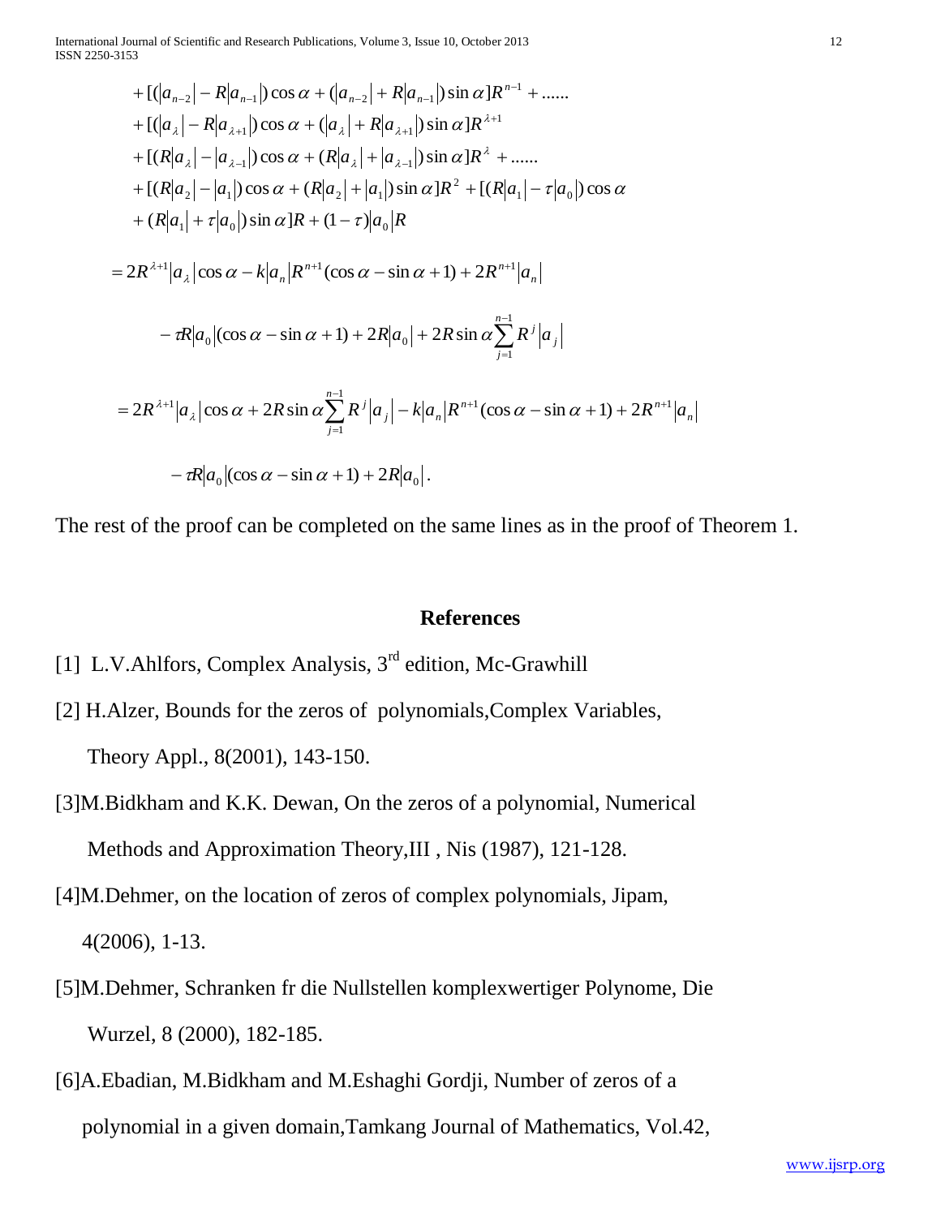$$
\begin{aligned}
&+[(|a_{n-2}|-R|a_{n-1}|)\cos\alpha+(|a_{n-2}|+R|a_{n-1}|)\sin\alpha]R^{n-1}+\ldots\ldots \\
&+[(|a_{\lambda}|-R|a_{\lambda+1}|)\cos\alpha+(|a_{\lambda}|+R|a_{\lambda+1}|)\sin\alpha]R^{\lambda+1} \\
&+[(R|a_{\lambda}|-|a_{\lambda-1}|)\cos\alpha+(R|a_{\lambda}|+|a_{\lambda-1}|)\sin\alpha]R^{\lambda}+\ldots\ldots \\
&+[(R|a_2|-|a_1|)\cos\alpha+(R|a_2|+|a_1|)\sin\alpha]R^2+[(R|a_1|-\tau|a_0|)\cos\alpha \\
&+(R|a_1|+\tau|a_0|)\sin\alpha]R+(1-\tau)|a_0|R
\end{aligned}
$$

$$
=2R^{\lambda+1}|a_{\lambda}|\cos\alpha-k|a_n|R^{n+1}(\cos\alpha-\sin\alpha+1)+2R^{n+1}|a_n|
$$

$$
-\tau R|a_0|(\cos\alpha-\sin\alpha+1)+2R|a_0|+2R\sin\alpha\sum_{j=1}^{n-1}R^j|a_j|
$$

$$
=2R^{\lambda+1}|a_{\lambda}|\cos\alpha+2R\sin\alpha\sum_{j=1}^{n-1}R^j|a_j|-k|a_n|R^{n+1}(\cos\alpha-\sin\alpha+1)+2R^{n+1}|a_n|
$$

$$
-\tau R|a_0|(\cos\alpha-\sin\alpha+1)+2R|a_0|.
$$

The rest of the proof can be completed on the same lines as in the proof of Theorem 1.

## References

[1] L.V.Ahlfors, Complex Analysis, 3rd edition, Mc-Grawhill

[2] H.Alzer, Bounds for the zeros of polynomials,Complex Variables, Theory Appl., 8(2001), 143-150.

[3]M.Bidkham and K.K. Dewan, On the zeros of a polynomial, Numerical Methods and Approximation Theory,III , Nis (1987), 121-128.

[4]M.Dehmer, on the location of zeros of complex polynomials, Jipam, 4(2006), 1-13.

[5]M.Dehmer, Schranken fr die Nullstellen komplexwertiger Polynome, Die Wurzel, 8 (2000), 182-185.

[6]A.Ebadian, M.Bidkham and M.Eshaghi Gordji, Number of zeros of a polynomial in a given domain,Tamkang Journal of Mathematics, Vol.42,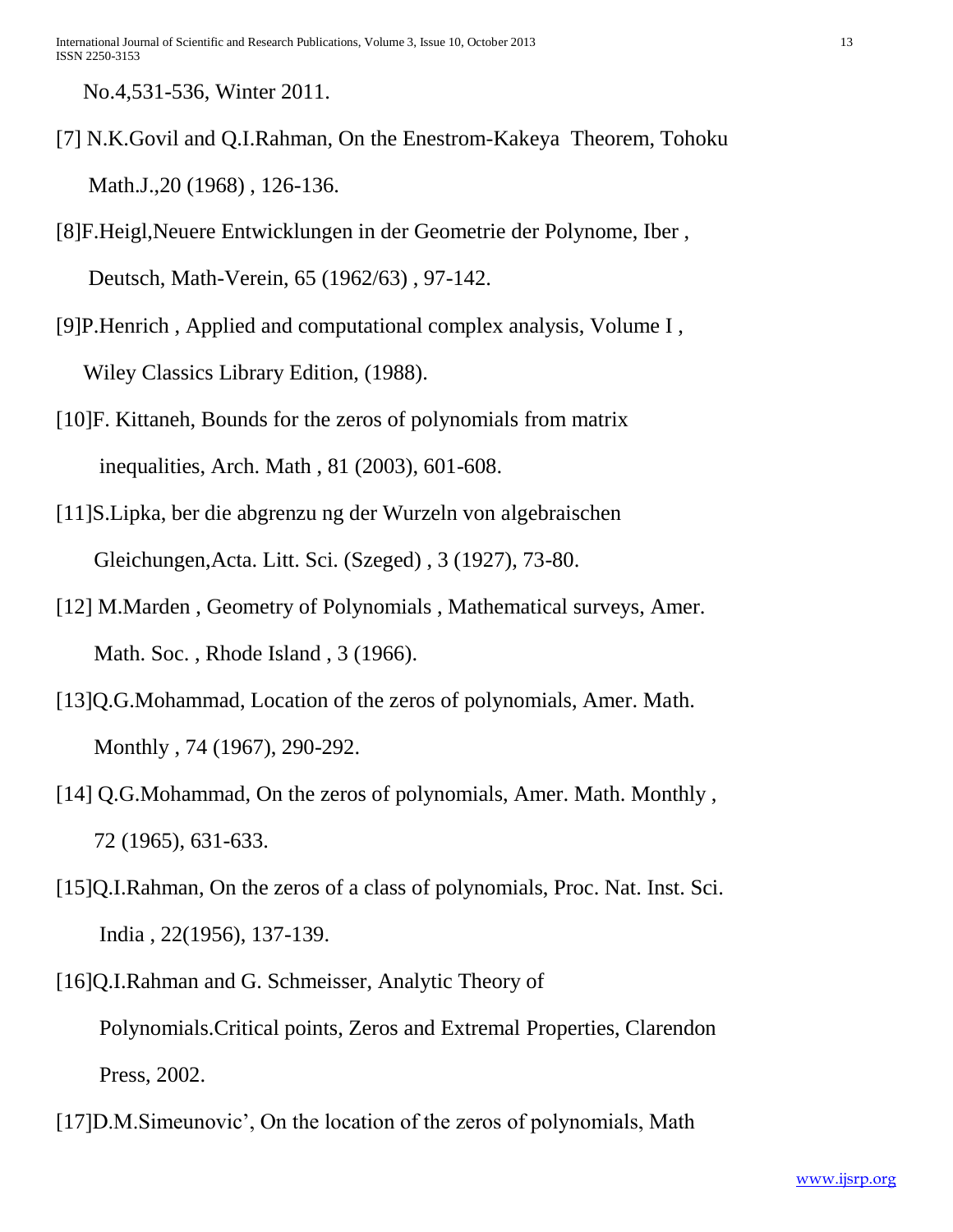No.4,531-536, Winter 2011.

[7] N.K.Govil and Q.I.Rahman, On the Enestrom-Kakeya Theorem, Tohoku Math.J.,20 (1968) , 126-136.

[8]F.Heigl,Neuere Entwicklungen in der Geometrie der Polynome, Iber , Deutsch, Math-Verein, 65 (1962/63) , 97-142.

[9]P.Henrich , Applied and computational complex analysis, Volume I , Wiley Classics Library Edition, (1988).

[10]F. Kittaneh, Bounds for the zeros of polynomials from matrix inequalities, Arch. Math , 81 (2003), 601-608.

[11]S.Lipka, ber die abgrenzu ng der Wurzeln von algebraischen Gleichungen,Acta. Litt. Sci. (Szeged) , 3 (1927), 73-80.

[12] M.Marden , Geometry of Polynomials , Mathematical surveys, Amer. Math. Soc. , Rhode Island , 3 (1966).

[13]Q.G.Mohammad, Location of the zeros of polynomials, Amer. Math. Monthly , 74 (1967), 290-292.

[14] Q.G.Mohammad, On the zeros of polynomials, Amer. Math. Monthly , 72 (1965), 631-633.

[15]Q.I.Rahman, On the zeros of a class of polynomials, Proc. Nat. Inst. Sci. India , 22(1956), 137-139.

[16]Q.I.Rahman and G. Schmeisser, Analytic Theory of Polynomials.Critical points, Zeros and Extremal Properties, Clarendon Press, 2002.

[17]D.M.Simeunovic', On the location of the zeros of polynomials, Math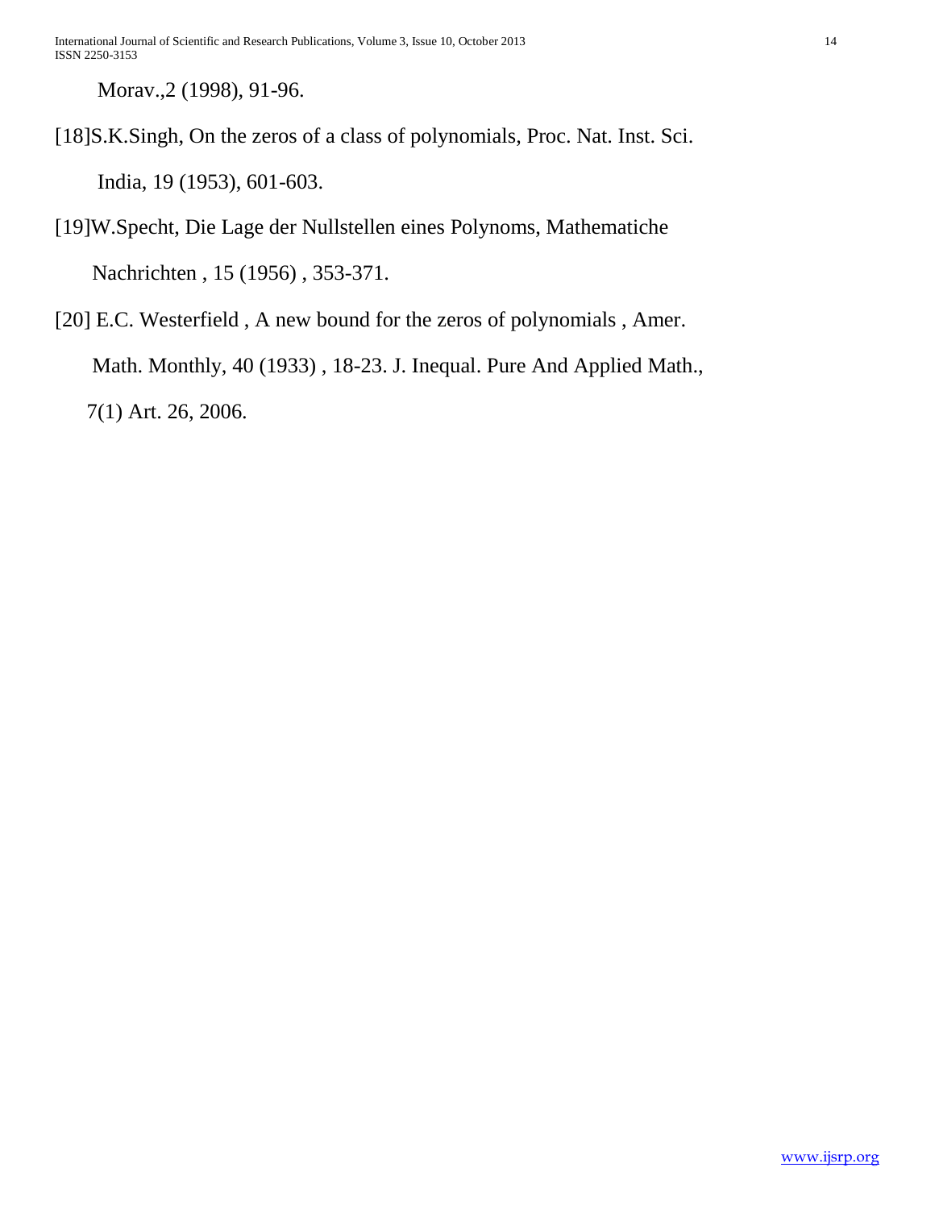Morav.,2 (1998), 91-96.

[18]S.K.Singh, On the zeros of a class of polynomials, Proc. Nat. Inst. Sci. India, 19 (1953), 601-603.

[19]W.Specht, Die Lage der Nullstellen eines Polynoms, Mathematiche Nachrichten , 15 (1956) , 353-371.

[20] E.C. Westerfield , A new bound for the zeros of polynomials , Amer. Math. Monthly, 40 (1933) , 18-23. J. Inequal. Pure And Applied Math., 7(1) Art. 26, 2006.